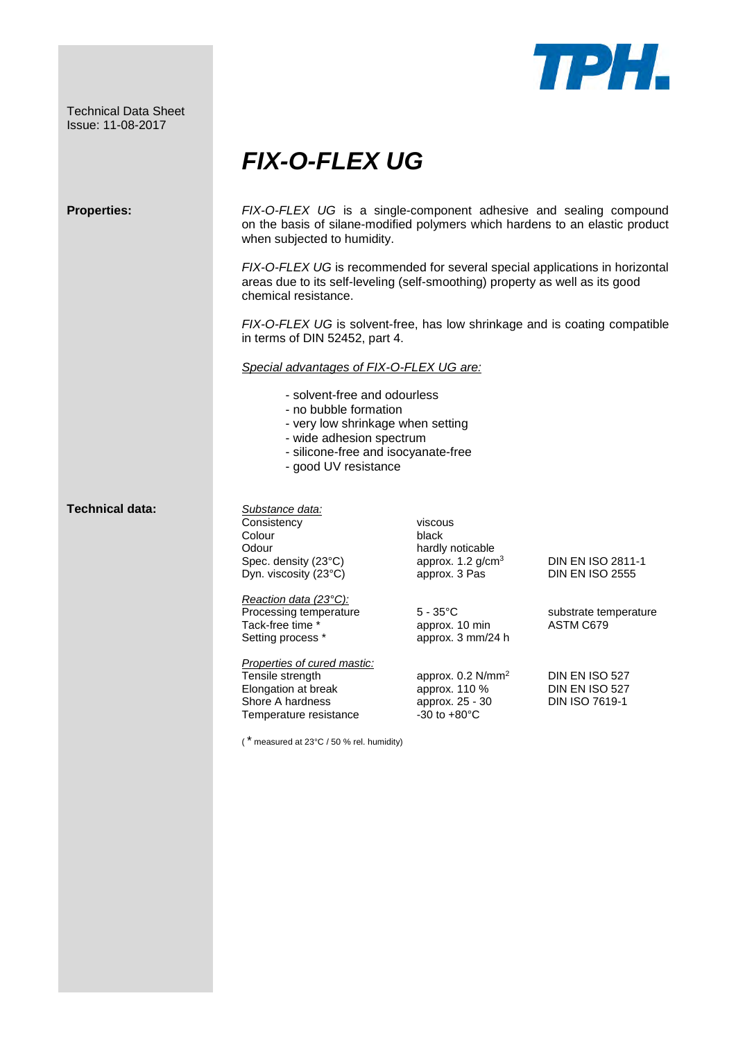Technical Data Sheet
Issue: 11-08-2017

# *FIX-O-FLEX UG*

## Properties:

*FIX-O-FLEX UG* is a single-component adhesive and sealing compound on the basis of silane-modified polymers which hardens to an elastic product when subjected to humidity.

*FIX-O-FLEX UG* is recommended for several special applications in horizontal areas due to its self-leveling (self-smoothing) property as well as its good chemical resistance.

*FIX-O-FLEX UG* is solvent-free, has low shrinkage and is coating compatible in terms of DIN 52452, part 4.

*Special advantages of FIX-O-FLEX UG are:*

- solvent-free and odourless
- no bubble formation
- very low shrinkage when setting
- wide adhesion spectrum
- silicone-free and isocyanate-free
- good UV resistance

## Technical data:

| *Substance data:* | | |
|---|---|---|
| Consistency | viscous | |
| Colour | black | |
| Odour | hardly noticable | |
| Spec. density (23°C) | approx. 1.2 g/cm$^3$ | DIN EN ISO 2811-1 |
| Dyn. viscosity (23°C) | approx. 3 Pas | DIN EN ISO 2555 |
| *Reaction data (23°C):* | | |
| Processing temperature | 5 - 35°C | substrate temperature |
| Tack-free time * | approx. 10 min | ASTM C679 |
| Setting process * | approx. 3 mm/24 h | |
| *Properties of cured mastic:* | | |
| Tensile strength | approx. 0.2 N/mm$^2$ | DIN EN ISO 527 |
| Elongation at break | approx. 110 % | DIN EN ISO 527 |
| Shore A hardness | approx. 25 - 30 | DIN ISO 7619-1 |
| Temperature resistance | -30 to +80°C | |

( * measured at 23°C / 50 % rel. humidity)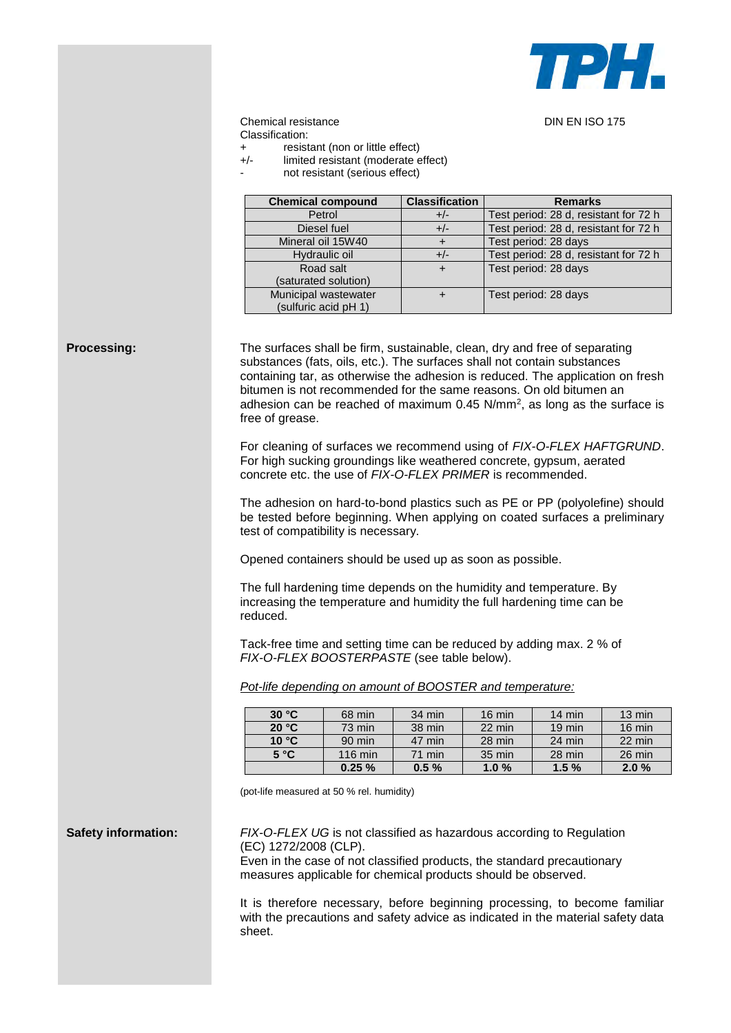Chemical resistance

DIN EN ISO 175

Classification:

- \+ resistant (non or little effect)
- +/- limited resistant (moderate effect)
- \- not resistant (serious effect)

| Chemical compound | Classification | Remarks |
|---|---|---|
| Petrol | +/- | Test period: 28 d, resistant for 72 h |
| Diesel fuel | +/- | Test period: 28 d, resistant for 72 h |
| Mineral oil 15W40 | + | Test period: 28 days |
| Hydraulic oil | +/- | Test period: 28 d, resistant for 72 h |
| Road salt (saturated solution) | + | Test period: 28 days |
| Municipal wastewater (sulfuric acid pH 1) | + | Test period: 28 days |

**Processing:**

The surfaces shall be firm, sustainable, clean, dry and free of separating substances (fats, oils, etc.). The surfaces shall not contain substances containing tar, as otherwise the adhesion is reduced. The application on fresh bitumen is not recommended for the same reasons. On old bitumen an adhesion can be reached of maximum 0.45 N/mm$^2$, as long as the surface is free of grease.

For cleaning of surfaces we recommend using of *FIX-O-FLEX HAFTGRUND*. For high sucking groundings like weathered concrete, gypsum, aerated concrete etc. the use of *FIX-O-FLEX PRIMER* is recommended.

The adhesion on hard-to-bond plastics such as PE or PP (polyolefine) should be tested before beginning. When applying on coated surfaces a preliminary test of compatibility is necessary.

Opened containers should be used up as soon as possible.

The full hardening time depends on the humidity and temperature. By increasing the temperature and humidity the full hardening time can be reduced.

Tack-free time and setting time can be reduced by adding max. 2 % of *FIX-O-FLEX BOOSTERPASTE* (see table below).

*Pot-life depending on amount of BOOSTER and temperature:*

| **30 °C** | 68 min | 34 min | 16 min | 14 min | 13 min |
|---|---|---|---|---|---|
| **20 °C** | 73 min | 38 min | 22 min | 19 min | 16 min |
| **10 °C** | 90 min | 47 min | 28 min | 24 min | 22 min |
| **5 °C** | 116 min | 71 min | 35 min | 28 min | 26 min |
| | **0.25 %** | **0.5 %** | **1.0 %** | **1.5 %** | **2.0 %** |

(pot-life measured at 50 % rel. humidity)

**Safety information:**

*FIX-O-FLEX UG* is not classified as hazardous according to Regulation (EC) 1272/2008 (CLP).
Even in the case of not classified products, the standard precautionary measures applicable for chemical products should be observed.

It is therefore necessary, before beginning processing, to become familiar with the precautions and safety advice as indicated in the material safety data sheet.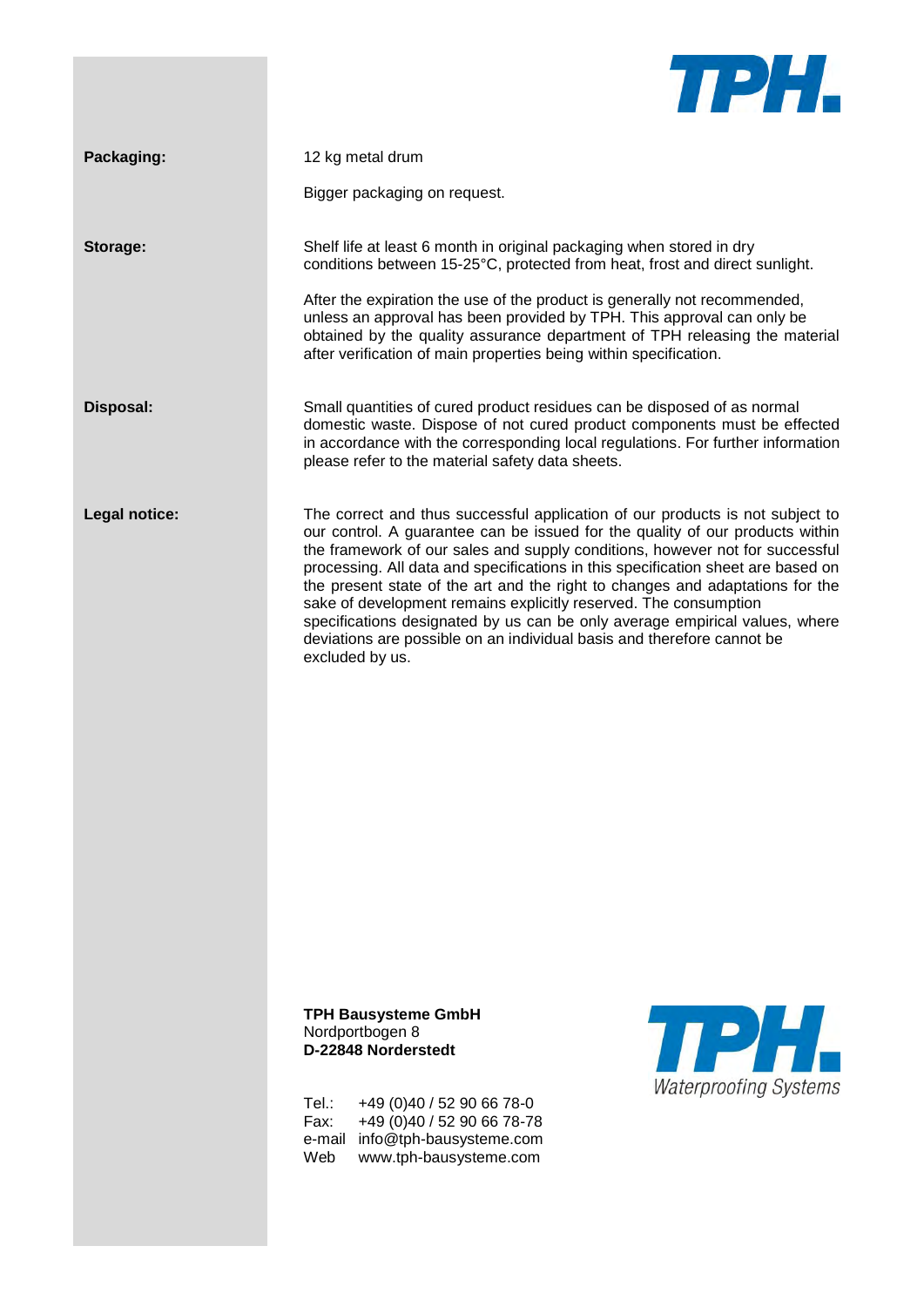**Packaging:**

12 kg metal drum

Bigger packaging on request.

**Storage:**

Shelf life at least 6 month in original packaging when stored in dry conditions between 15-25°C, protected from heat, frost and direct sunlight.

After the expiration the use of the product is generally not recommended, unless an approval has been provided by TPH. This approval can only be obtained by the quality assurance department of TPH releasing the material after verification of main properties being within specification.

**Disposal:**

Small quantities of cured product residues can be disposed of as normal domestic waste. Dispose of not cured product components must be effected in accordance with the corresponding local regulations. For further information please refer to the material safety data sheets.

**Legal notice:**

The correct and thus successful application of our products is not subject to our control. A guarantee can be issued for the quality of our products within the framework of our sales and supply conditions, however not for successful processing. All data and specifications in this specification sheet are based on the present state of the art and the right to changes and adaptations for the sake of development remains explicitly reserved. The consumption specifications designated by us can be only average empirical values, where deviations are possible on an individual basis and therefore cannot be excluded by us.

**TPH Bausysteme GmbH**
Nordportbogen 8
**D-22848 Norderstedt**

Tel.: +49 (0)40 / 52 90 66 78-0
Fax: +49 (0)40 / 52 90 66 78-78
e-mail info@tph-bausysteme.com
Web www.tph-bausysteme.com

TPH. Waterproofing Systems